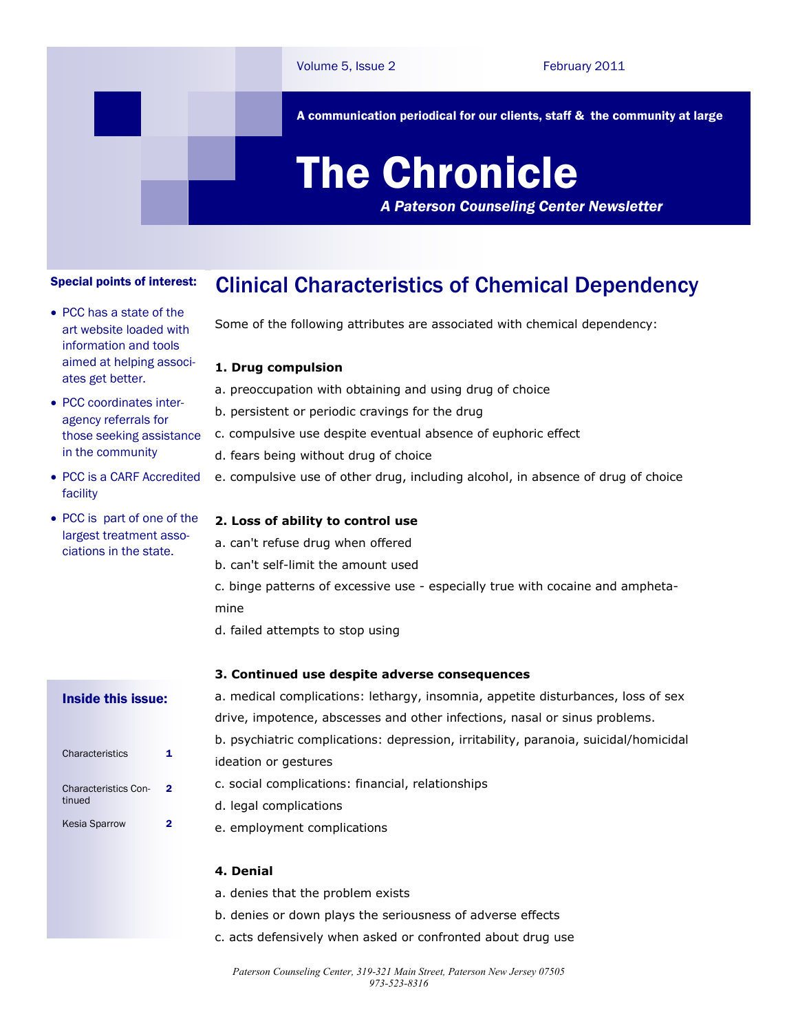# The Chronicle

*A Paterson Counseling Center Newsletter*

A communication periodical for our clients, staff & the community at large

Volume 5, Issue 2 — February 2011

**Special points of interest:**

- PCC has a state of the art website loaded with information and tools aimed at helping associates get better.
- PCC coordinates inter-agency referrals for those seeking assistance in the community
- PCC is a CARF Accredited facility
- PCC is part of one of the largest treatment associations in the state.

**Inside this issue:**

| | |
|---|---|
| Characteristics | 1 |
| Characteristics Continued | 2 |
| Kesia Sparrow | 2 |

## Clinical Characteristics of Chemical Dependency

Some of the following attributes are associated with chemical dependency:

**1. Drug compulsion**

a. preoccupation with obtaining and using drug of choice

b. persistent or periodic cravings for the drug

c. compulsive use despite eventual absence of euphoric effect

d. fears being without drug of choice

e. compulsive use of other drug, including alcohol, in absence of drug of choice

**2. Loss of ability to control use**

a. can't refuse drug when offered

b. can't self-limit the amount used

c. binge patterns of excessive use - especially true with cocaine and amphetamine

d. failed attempts to stop using

**3. Continued use despite adverse consequences**

a. medical complications: lethargy, insomnia, appetite disturbances, loss of sex drive, impotence, abscesses and other infections, nasal or sinus problems.

b. psychiatric complications: depression, irritability, paranoia, suicidal/homicidal ideation or gestures

c. social complications: financial, relationships

d. legal complications

e. employment complications

**4. Denial**

a. denies that the problem exists

b. denies or down plays the seriousness of adverse effects

c. acts defensively when asked or confronted about drug use

*Paterson Counseling Center, 319-321 Main Street, Paterson New Jersey 07505*
*973-523-8316*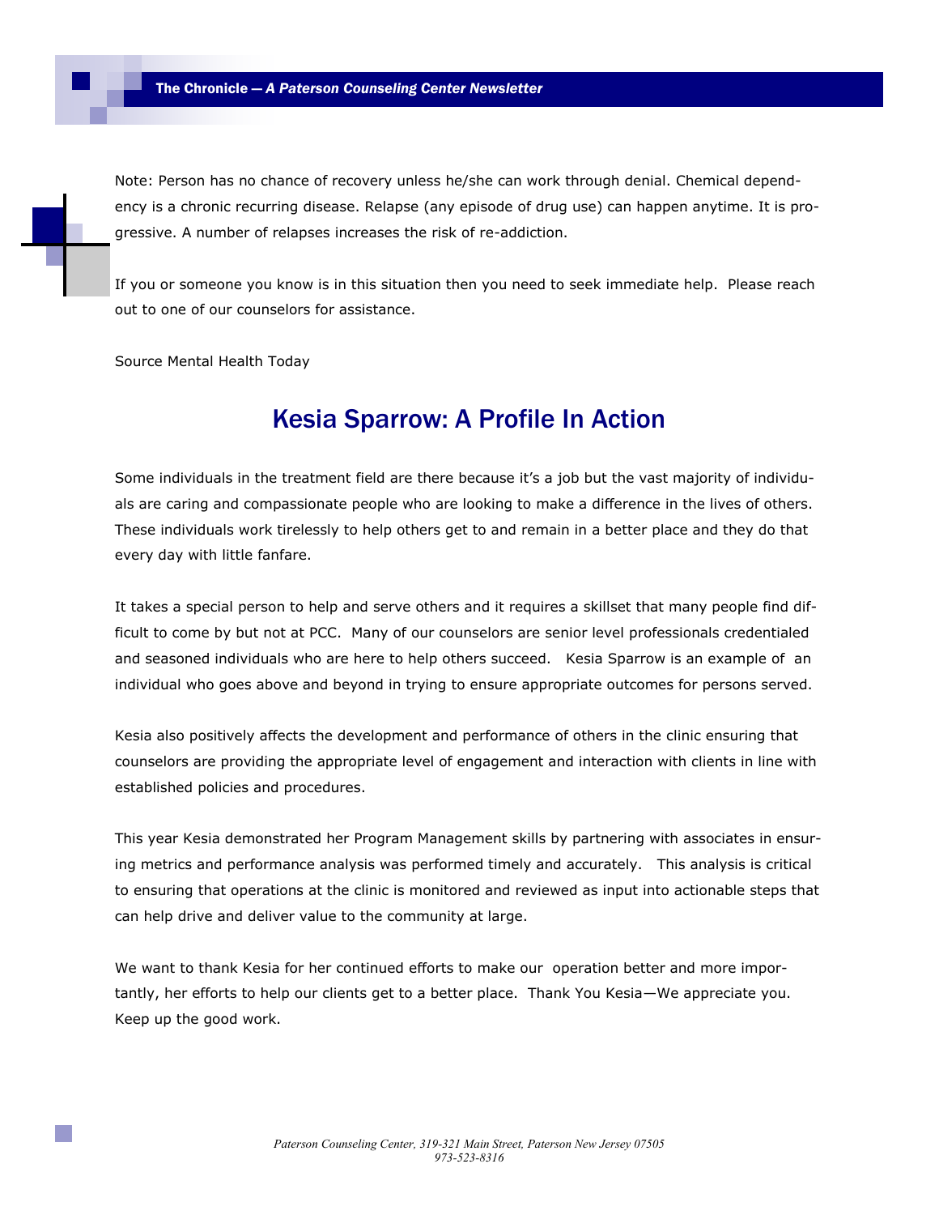Note: Person has no chance of recovery unless he/she can work through denial. Chemical dependency is a chronic recurring disease. Relapse (any episode of drug use) can happen anytime. It is progressive. A number of relapses increases the risk of re-addiction.

If you or someone you know is in this situation then you need to seek immediate help. Please reach out to one of our counselors for assistance.

Source Mental Health Today

## Kesia Sparrow: A Profile In Action

Some individuals in the treatment field are there because it's a job but the vast majority of individuals are caring and compassionate people who are looking to make a difference in the lives of others. These individuals work tirelessly to help others get to and remain in a better place and they do that every day with little fanfare.

It takes a special person to help and serve others and it requires a skillset that many people find difficult to come by but not at PCC. Many of our counselors are senior level professionals credentialed and seasoned individuals who are here to help others succeed. Kesia Sparrow is an example of an individual who goes above and beyond in trying to ensure appropriate outcomes for persons served.

Kesia also positively affects the development and performance of others in the clinic ensuring that counselors are providing the appropriate level of engagement and interaction with clients in line with established policies and procedures.

This year Kesia demonstrated her Program Management skills by partnering with associates in ensuring metrics and performance analysis was performed timely and accurately. This analysis is critical to ensuring that operations at the clinic is monitored and reviewed as input into actionable steps that can help drive and deliver value to the community at large.

We want to thank Kesia for her continued efforts to make our operation better and more importantly, her efforts to help our clients get to a better place. Thank You Kesia—We appreciate you. Keep up the good work.